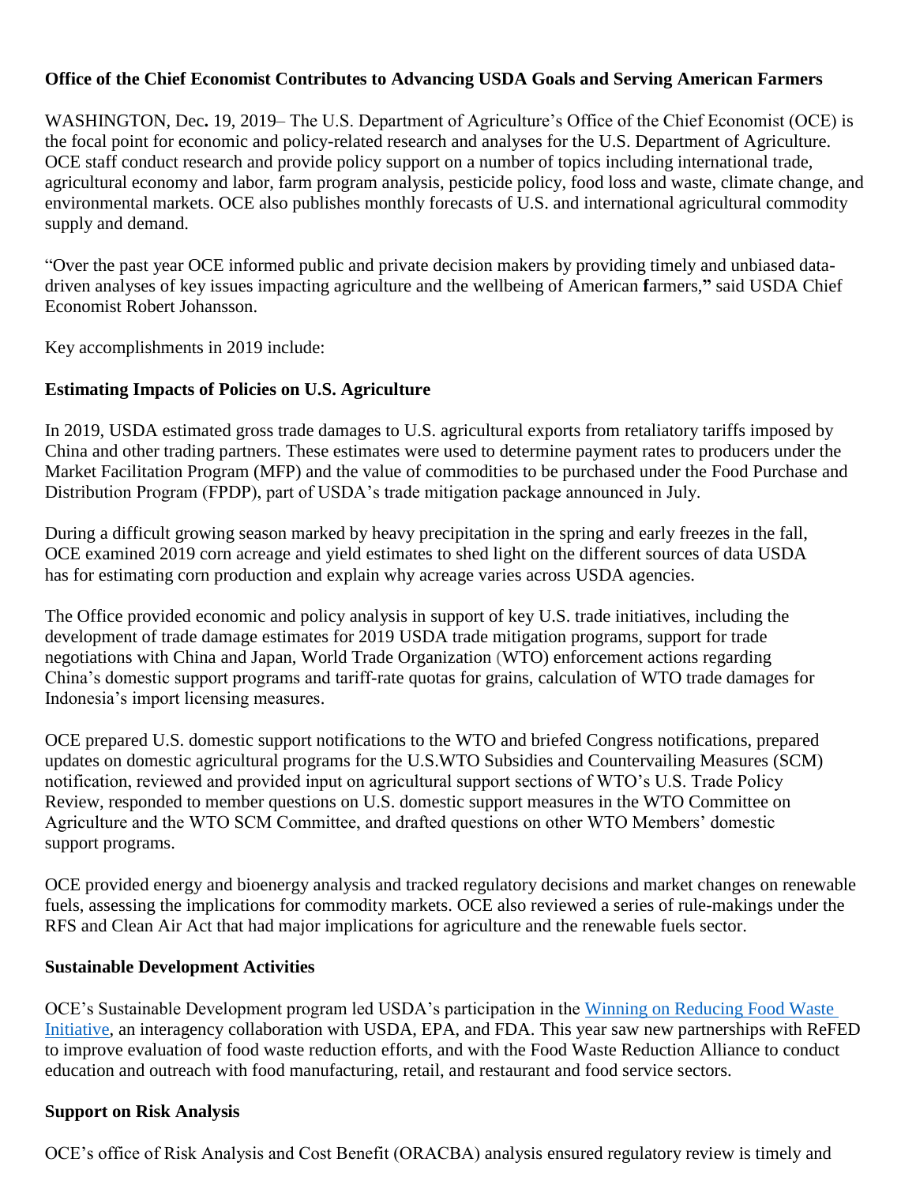**Office of the Chief Economist Contributes to Advancing USDA Goals and Serving American Farmers**

WASHINGTON, Dec**.** 19, 2019– The U.S. Department of Agriculture's Office of the Chief Economist (OCE) is the focal point for economic and policy-related research and analyses for the U.S. Department of Agriculture. OCE staff conduct research and provide policy support on a number of topics including international trade, agricultural economy and labor, farm program analysis, pesticide policy, food loss and waste, climate change, and environmental markets. OCE also publishes monthly forecasts of U.S. and international agricultural commodity supply and demand.

"Over the past year OCE informed public and private decision makers by providing timely and unbiased data-driven analyses of key issues impacting agriculture and the wellbeing of American **f**armers,**"** said USDA Chief Economist Robert Johansson.

Key accomplishments in 2019 include:

**Estimating Impacts of Policies on U.S. Agriculture**

In 2019, USDA estimated gross trade damages to U.S. agricultural exports from retaliatory tariffs imposed by China and other trading partners. These estimates were used to determine payment rates to producers under the Market Facilitation Program (MFP) and the value of commodities to be purchased under the Food Purchase and Distribution Program (FPDP), part of USDA's trade mitigation package announced in July.

During a difficult growing season marked by heavy precipitation in the spring and early freezes in the fall, OCE examined 2019 corn acreage and yield estimates to shed light on the different sources of data USDA has for estimating corn production and explain why acreage varies across USDA agencies.

The Office provided economic and policy analysis in support of key U.S. trade initiatives, including the development of trade damage estimates for 2019 USDA trade mitigation programs, support for trade negotiations with China and Japan, World Trade Organization (WTO) enforcement actions regarding China's domestic support programs and tariff-rate quotas for grains, calculation of WTO trade damages for Indonesia's import licensing measures.

OCE prepared U.S. domestic support notifications to the WTO and briefed Congress notifications, prepared updates on domestic agricultural programs for the U.S.WTO Subsidies and Countervailing Measures (SCM) notification, reviewed and provided input on agricultural support sections of WTO's U.S. Trade Policy Review, responded to member questions on U.S. domestic support measures in the WTO Committee on Agriculture and the WTO SCM Committee, and drafted questions on other WTO Members' domestic support programs.

OCE provided energy and bioenergy analysis and tracked regulatory decisions and market changes on renewable fuels, assessing the implications for commodity markets. OCE also reviewed a series of rule-makings under the RFS and Clean Air Act that had major implications for agriculture and the renewable fuels sector.

**Sustainable Development Activities**

OCE's Sustainable Development program led USDA's participation in the Winning on Reducing Food Waste Initiative, an interagency collaboration with USDA, EPA, and FDA. This year saw new partnerships with ReFED to improve evaluation of food waste reduction efforts, and with the Food Waste Reduction Alliance to conduct education and outreach with food manufacturing, retail, and restaurant and food service sectors.

**Support on Risk Analysis**

OCE's office of Risk Analysis and Cost Benefit (ORACBA) analysis ensured regulatory review is timely and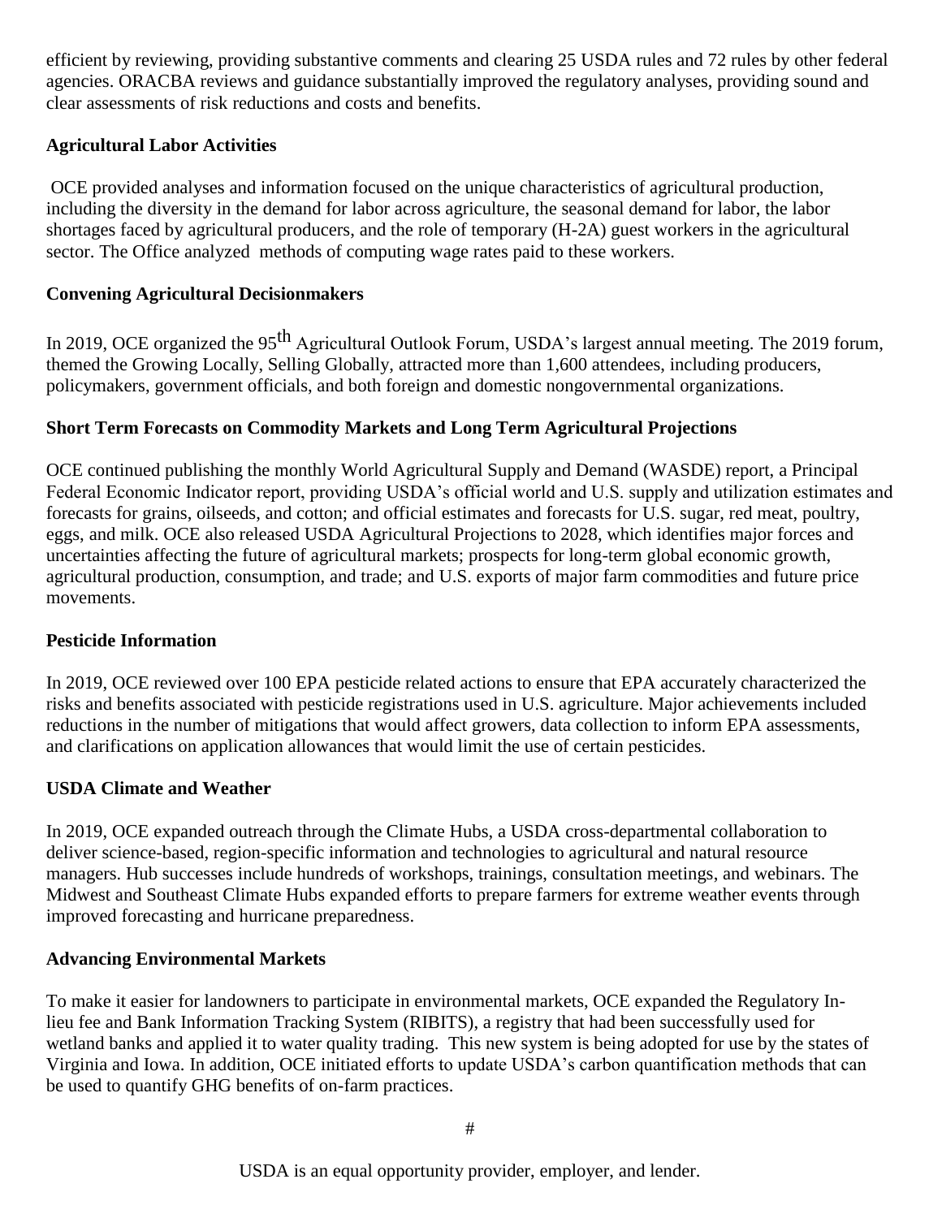efficient by reviewing, providing substantive comments and clearing 25 USDA rules and 72 rules by other federal agencies. ORACBA reviews and guidance substantially improved the regulatory analyses, providing sound and clear assessments of risk reductions and costs and benefits.

**Agricultural Labor Activities**

OCE provided analyses and information focused on the unique characteristics of agricultural production, including the diversity in the demand for labor across agriculture, the seasonal demand for labor, the labor shortages faced by agricultural producers, and the role of temporary (H-2A) guest workers in the agricultural sector. The Office analyzed methods of computing wage rates paid to these workers.

**Convening Agricultural Decisionmakers**

In 2019, OCE organized the 95th Agricultural Outlook Forum, USDA's largest annual meeting. The 2019 forum, themed the Growing Locally, Selling Globally, attracted more than 1,600 attendees, including producers, policymakers, government officials, and both foreign and domestic nongovernmental organizations.

**Short Term Forecasts on Commodity Markets and Long Term Agricultural Projections**

OCE continued publishing the monthly World Agricultural Supply and Demand (WASDE) report, a Principal Federal Economic Indicator report, providing USDA's official world and U.S. supply and utilization estimates and forecasts for grains, oilseeds, and cotton; and official estimates and forecasts for U.S. sugar, red meat, poultry, eggs, and milk. OCE also released USDA Agricultural Projections to 2028, which identifies major forces and uncertainties affecting the future of agricultural markets; prospects for long-term global economic growth, agricultural production, consumption, and trade; and U.S. exports of major farm commodities and future price movements.

**Pesticide Information**

In 2019, OCE reviewed over 100 EPA pesticide related actions to ensure that EPA accurately characterized the risks and benefits associated with pesticide registrations used in U.S. agriculture. Major achievements included reductions in the number of mitigations that would affect growers, data collection to inform EPA assessments, and clarifications on application allowances that would limit the use of certain pesticides.

**USDA Climate and Weather**

In 2019, OCE expanded outreach through the Climate Hubs, a USDA cross-departmental collaboration to deliver science-based, region-specific information and technologies to agricultural and natural resource managers. Hub successes include hundreds of workshops, trainings, consultation meetings, and webinars. The Midwest and Southeast Climate Hubs expanded efforts to prepare farmers for extreme weather events through improved forecasting and hurricane preparedness.

**Advancing Environmental Markets**

To make it easier for landowners to participate in environmental markets, OCE expanded the Regulatory In-lieu fee and Bank Information Tracking System (RIBITS), a registry that had been successfully used for wetland banks and applied it to water quality trading. This new system is being adopted for use by the states of Virginia and Iowa. In addition, OCE initiated efforts to update USDA's carbon quantification methods that can be used to quantify GHG benefits of on-farm practices.

#

USDA is an equal opportunity provider, employer, and lender.